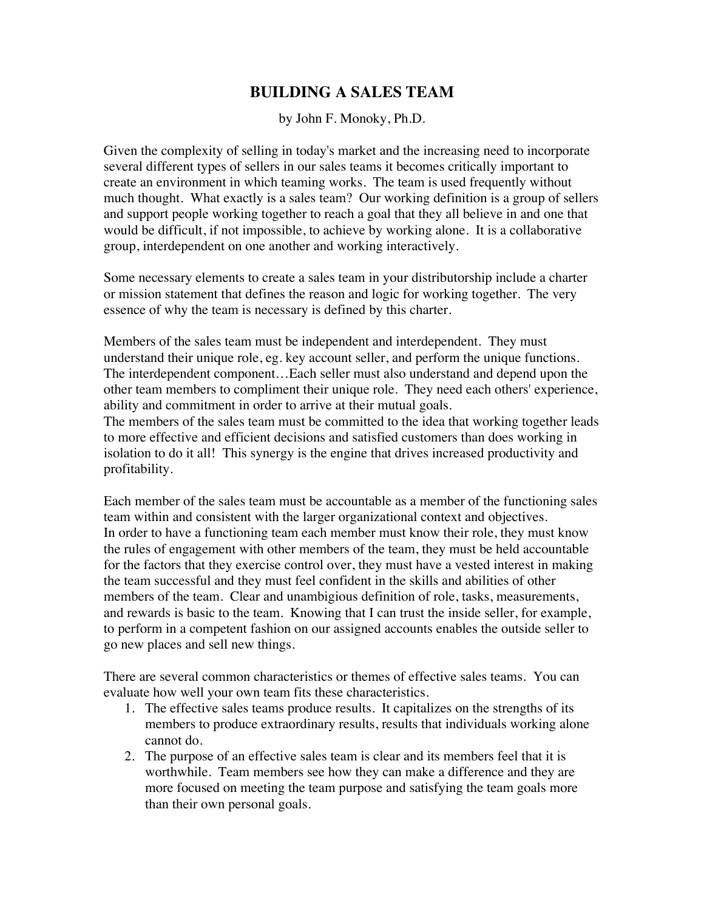# BUILDING A SALES TEAM

by John F. Monoky, Ph.D.

Given the complexity of selling in today's market and the increasing need to incorporate several different types of sellers in our sales teams it becomes critically important to create an environment in which teaming works. The team is used frequently without much thought. What exactly is a sales team? Our working definition is a group of sellers and support people working together to reach a goal that they all believe in and one that would be difficult, if not impossible, to achieve by working alone. It is a collaborative group, interdependent on one another and working interactively.

Some necessary elements to create a sales team in your distributorship include a charter or mission statement that defines the reason and logic for working together. The very essence of why the team is necessary is defined by this charter.

Members of the sales team must be independent and interdependent. They must understand their unique role, eg. key account seller, and perform the unique functions. The interdependent component…Each seller must also understand and depend upon the other team members to compliment their unique role. They need each others' experience, ability and commitment in order to arrive at their mutual goals.
The members of the sales team must be committed to the idea that working together leads to more effective and efficient decisions and satisfied customers than does working in isolation to do it all! This synergy is the engine that drives increased productivity and profitability.

Each member of the sales team must be accountable as a member of the functioning sales team within and consistent with the larger organizational context and objectives.
In order to have a functioning team each member must know their role, they must know the rules of engagement with other members of the team, they must be held accountable for the factors that they exercise control over, they must have a vested interest in making the team successful and they must feel confident in the skills and abilities of other members of the team. Clear and unambigious definition of role, tasks, measurements, and rewards is basic to the team. Knowing that I can trust the inside seller, for example, to perform in a competent fashion on our assigned accounts enables the outside seller to go new places and sell new things.

There are several common characteristics or themes of effective sales teams. You can evaluate how well your own team fits these characteristics.

1. The effective sales teams produce results. It capitalizes on the strengths of its members to produce extraordinary results, results that individuals working alone cannot do.
2. The purpose of an effective sales team is clear and its members feel that it is worthwhile. Team members see how they can make a difference and they are more focused on meeting the team purpose and satisfying the team goals more than their own personal goals.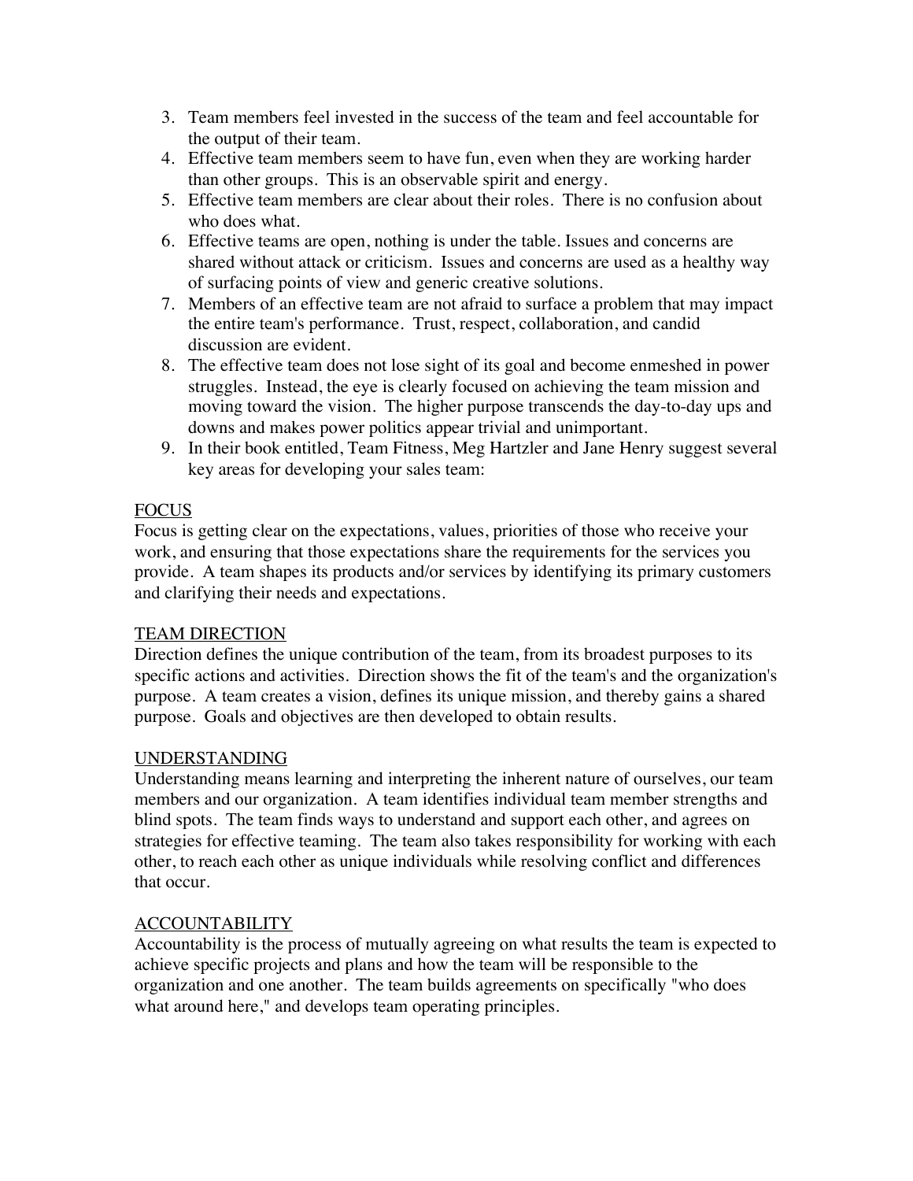3. Team members feel invested in the success of the team and feel accountable for the output of their team.
4. Effective team members seem to have fun, even when they are working harder than other groups. This is an observable spirit and energy.
5. Effective team members are clear about their roles. There is no confusion about who does what.
6. Effective teams are open, nothing is under the table. Issues and concerns are shared without attack or criticism. Issues and concerns are used as a healthy way of surfacing points of view and generic creative solutions.
7. Members of an effective team are not afraid to surface a problem that may impact the entire team's performance. Trust, respect, collaboration, and candid discussion are evident.
8. The effective team does not lose sight of its goal and become enmeshed in power struggles. Instead, the eye is clearly focused on achieving the team mission and moving toward the vision. The higher purpose transcends the day-to-day ups and downs and makes power politics appear trivial and unimportant.
9. In their book entitled, Team Fitness, Meg Hartzler and Jane Henry suggest several key areas for developing your sales team:

<u>FOCUS</u>

Focus is getting clear on the expectations, values, priorities of those who receive your work, and ensuring that those expectations share the requirements for the services you provide. A team shapes its products and/or services by identifying its primary customers and clarifying their needs and expectations.

<u>TEAM DIRECTION</u>

Direction defines the unique contribution of the team, from its broadest purposes to its specific actions and activities. Direction shows the fit of the team's and the organization's purpose. A team creates a vision, defines its unique mission, and thereby gains a shared purpose. Goals and objectives are then developed to obtain results.

<u>UNDERSTANDING</u>

Understanding means learning and interpreting the inherent nature of ourselves, our team members and our organization. A team identifies individual team member strengths and blind spots. The team finds ways to understand and support each other, and agrees on strategies for effective teaming. The team also takes responsibility for working with each other, to reach each other as unique individuals while resolving conflict and differences that occur.

<u>ACCOUNTABILITY</u>

Accountability is the process of mutually agreeing on what results the team is expected to achieve specific projects and plans and how the team will be responsible to the organization and one another. The team builds agreements on specifically "who does what around here," and develops team operating principles.